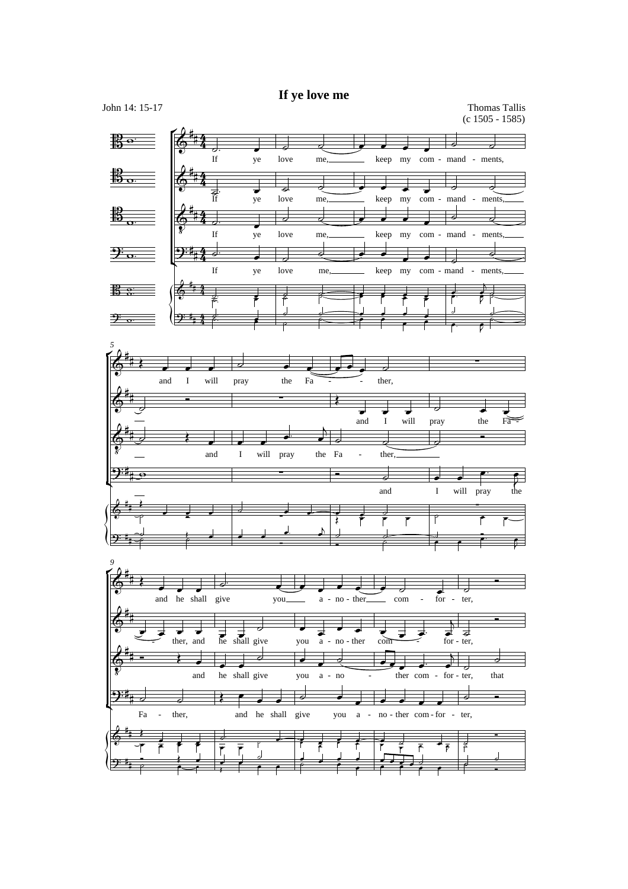# If ye love me

John 14: 15-17

Thomas Tallis
(c 1505 - 1585)